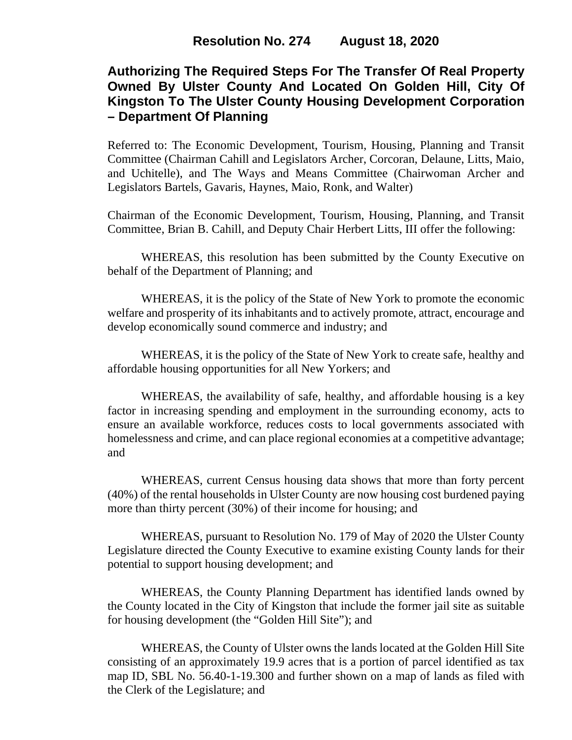**Resolution No. 274 August 18, 2020**

# Authorizing The Required Steps For The Transfer Of Real Property Owned By Ulster County And Located On Golden Hill, City Of Kingston To The Ulster County Housing Development Corporation – Department Of Planning

Referred to: The Economic Development, Tourism, Housing, Planning and Transit Committee (Chairman Cahill and Legislators Archer, Corcoran, Delaune, Litts, Maio, and Uchitelle), and The Ways and Means Committee (Chairwoman Archer and Legislators Bartels, Gavaris, Haynes, Maio, Ronk, and Walter)

Chairman of the Economic Development, Tourism, Housing, Planning, and Transit Committee, Brian B. Cahill, and Deputy Chair Herbert Litts, III offer the following:

WHEREAS, this resolution has been submitted by the County Executive on behalf of the Department of Planning; and

WHEREAS, it is the policy of the State of New York to promote the economic welfare and prosperity of its inhabitants and to actively promote, attract, encourage and develop economically sound commerce and industry; and

WHEREAS, it is the policy of the State of New York to create safe, healthy and affordable housing opportunities for all New Yorkers; and

WHEREAS, the availability of safe, healthy, and affordable housing is a key factor in increasing spending and employment in the surrounding economy, acts to ensure an available workforce, reduces costs to local governments associated with homelessness and crime, and can place regional economies at a competitive advantage; and

WHEREAS, current Census housing data shows that more than forty percent (40%) of the rental households in Ulster County are now housing cost burdened paying more than thirty percent (30%) of their income for housing; and

WHEREAS, pursuant to Resolution No. 179 of May of 2020 the Ulster County Legislature directed the County Executive to examine existing County lands for their potential to support housing development; and

WHEREAS, the County Planning Department has identified lands owned by the County located in the City of Kingston that include the former jail site as suitable for housing development (the "Golden Hill Site"); and

WHEREAS, the County of Ulster owns the lands located at the Golden Hill Site consisting of an approximately 19.9 acres that is a portion of parcel identified as tax map ID, SBL No. 56.40-1-19.300 and further shown on a map of lands as filed with the Clerk of the Legislature; and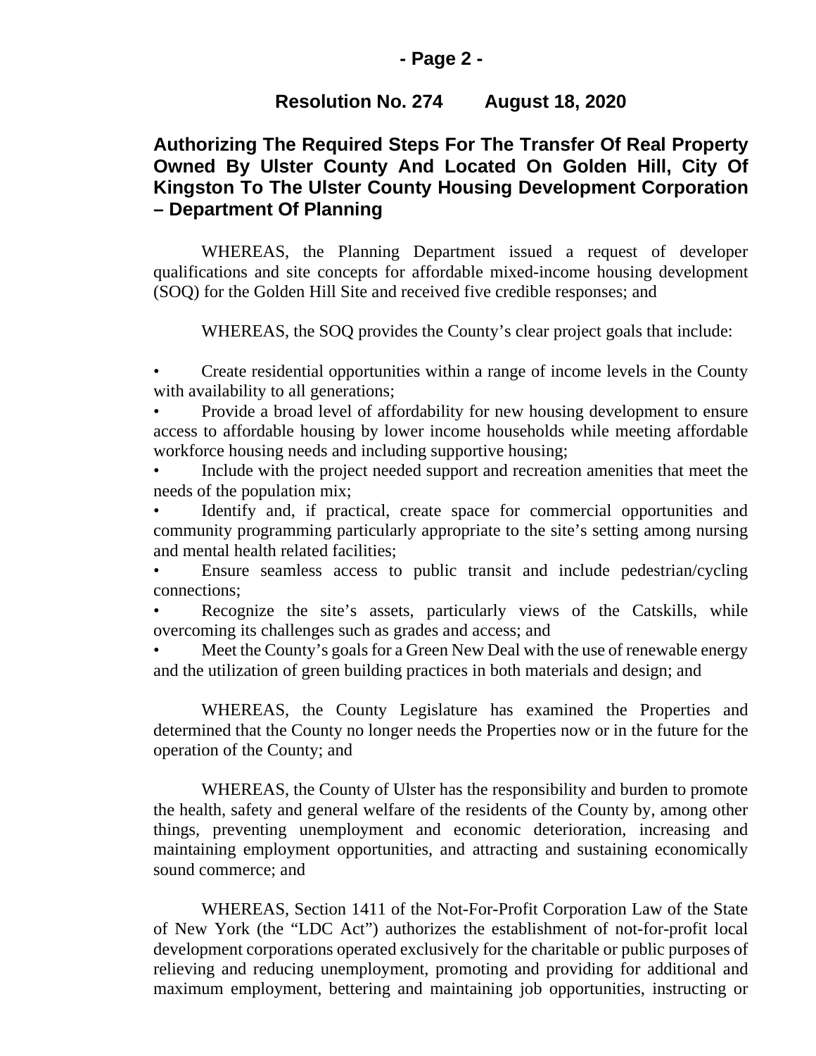**Resolution No. 274 August 18, 2020**

## Authorizing The Required Steps For The Transfer Of Real Property Owned By Ulster County And Located On Golden Hill, City Of Kingston To The Ulster County Housing Development Corporation – Department Of Planning

WHEREAS, the Planning Department issued a request of developer qualifications and site concepts for affordable mixed-income housing development (SOQ) for the Golden Hill Site and received five credible responses; and

WHEREAS, the SOQ provides the County's clear project goals that include:

- Create residential opportunities within a range of income levels in the County with availability to all generations;
- Provide a broad level of affordability for new housing development to ensure access to affordable housing by lower income households while meeting affordable workforce housing needs and including supportive housing;
- Include with the project needed support and recreation amenities that meet the needs of the population mix;
- Identify and, if practical, create space for commercial opportunities and community programming particularly appropriate to the site's setting among nursing and mental health related facilities;
- Ensure seamless access to public transit and include pedestrian/cycling connections;
- Recognize the site's assets, particularly views of the Catskills, while overcoming its challenges such as grades and access; and
- Meet the County's goals for a Green New Deal with the use of renewable energy and the utilization of green building practices in both materials and design; and

WHEREAS, the County Legislature has examined the Properties and determined that the County no longer needs the Properties now or in the future for the operation of the County; and

WHEREAS, the County of Ulster has the responsibility and burden to promote the health, safety and general welfare of the residents of the County by, among other things, preventing unemployment and economic deterioration, increasing and maintaining employment opportunities, and attracting and sustaining economically sound commerce; and

WHEREAS, Section 1411 of the Not-For-Profit Corporation Law of the State of New York (the "LDC Act") authorizes the establishment of not-for-profit local development corporations operated exclusively for the charitable or public purposes of relieving and reducing unemployment, promoting and providing for additional and maximum employment, bettering and maintaining job opportunities, instructing or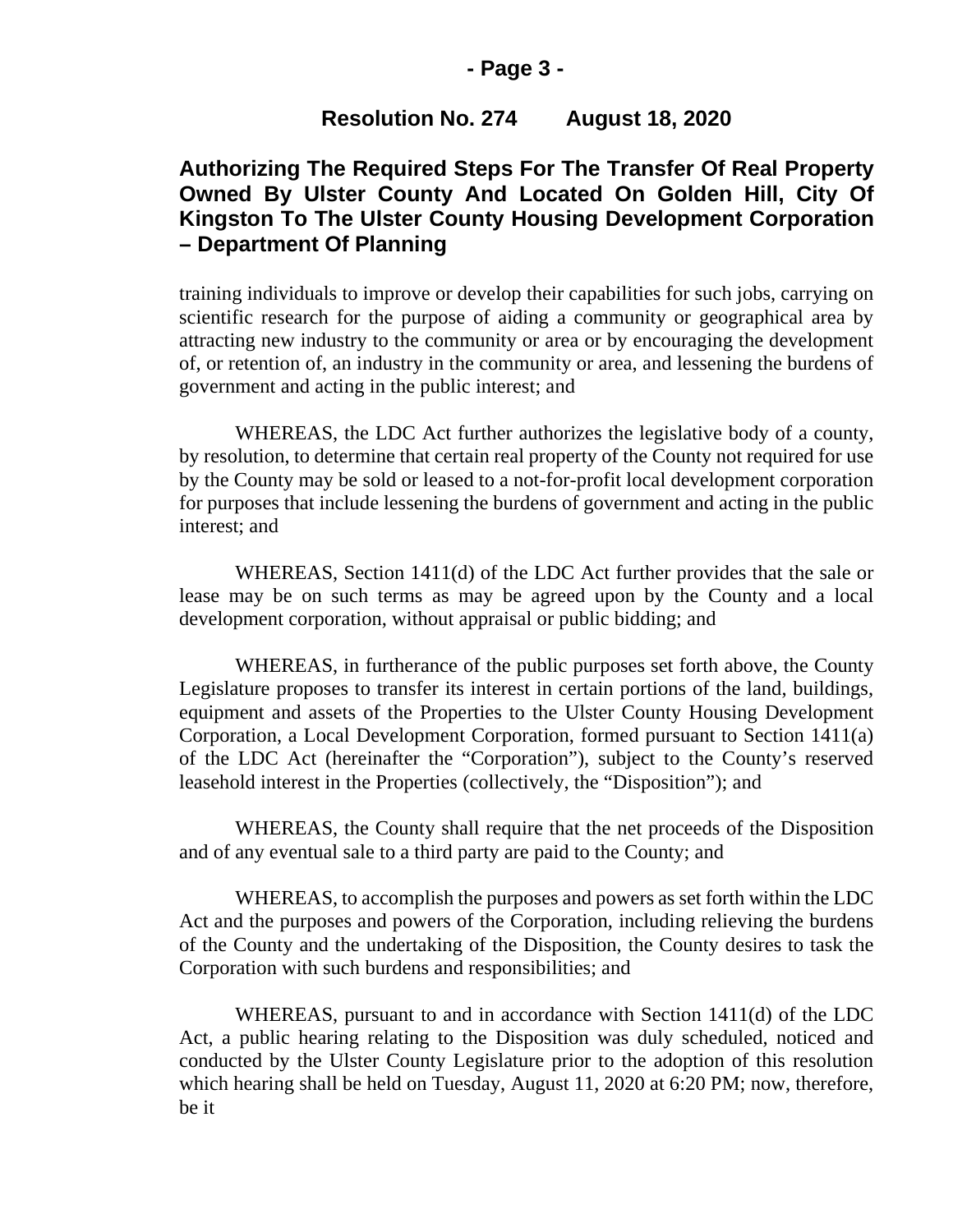## Resolution No. 274 August 18, 2020

## Authorizing The Required Steps For The Transfer Of Real Property Owned By Ulster County And Located On Golden Hill, City Of Kingston To The Ulster County Housing Development Corporation – Department Of Planning

training individuals to improve or develop their capabilities for such jobs, carrying on scientific research for the purpose of aiding a community or geographical area by attracting new industry to the community or area or by encouraging the development of, or retention of, an industry in the community or area, and lessening the burdens of government and acting in the public interest; and

WHEREAS, the LDC Act further authorizes the legislative body of a county, by resolution, to determine that certain real property of the County not required for use by the County may be sold or leased to a not-for-profit local development corporation for purposes that include lessening the burdens of government and acting in the public interest; and

WHEREAS, Section 1411(d) of the LDC Act further provides that the sale or lease may be on such terms as may be agreed upon by the County and a local development corporation, without appraisal or public bidding; and

WHEREAS, in furtherance of the public purposes set forth above, the County Legislature proposes to transfer its interest in certain portions of the land, buildings, equipment and assets of the Properties to the Ulster County Housing Development Corporation, a Local Development Corporation, formed pursuant to Section 1411(a) of the LDC Act (hereinafter the "Corporation"), subject to the County's reserved leasehold interest in the Properties (collectively, the "Disposition"); and

WHEREAS, the County shall require that the net proceeds of the Disposition and of any eventual sale to a third party are paid to the County; and

WHEREAS, to accomplish the purposes and powers as set forth within the LDC Act and the purposes and powers of the Corporation, including relieving the burdens of the County and the undertaking of the Disposition, the County desires to task the Corporation with such burdens and responsibilities; and

WHEREAS, pursuant to and in accordance with Section 1411(d) of the LDC Act, a public hearing relating to the Disposition was duly scheduled, noticed and conducted by the Ulster County Legislature prior to the adoption of this resolution which hearing shall be held on Tuesday, August 11, 2020 at 6:20 PM; now, therefore, be it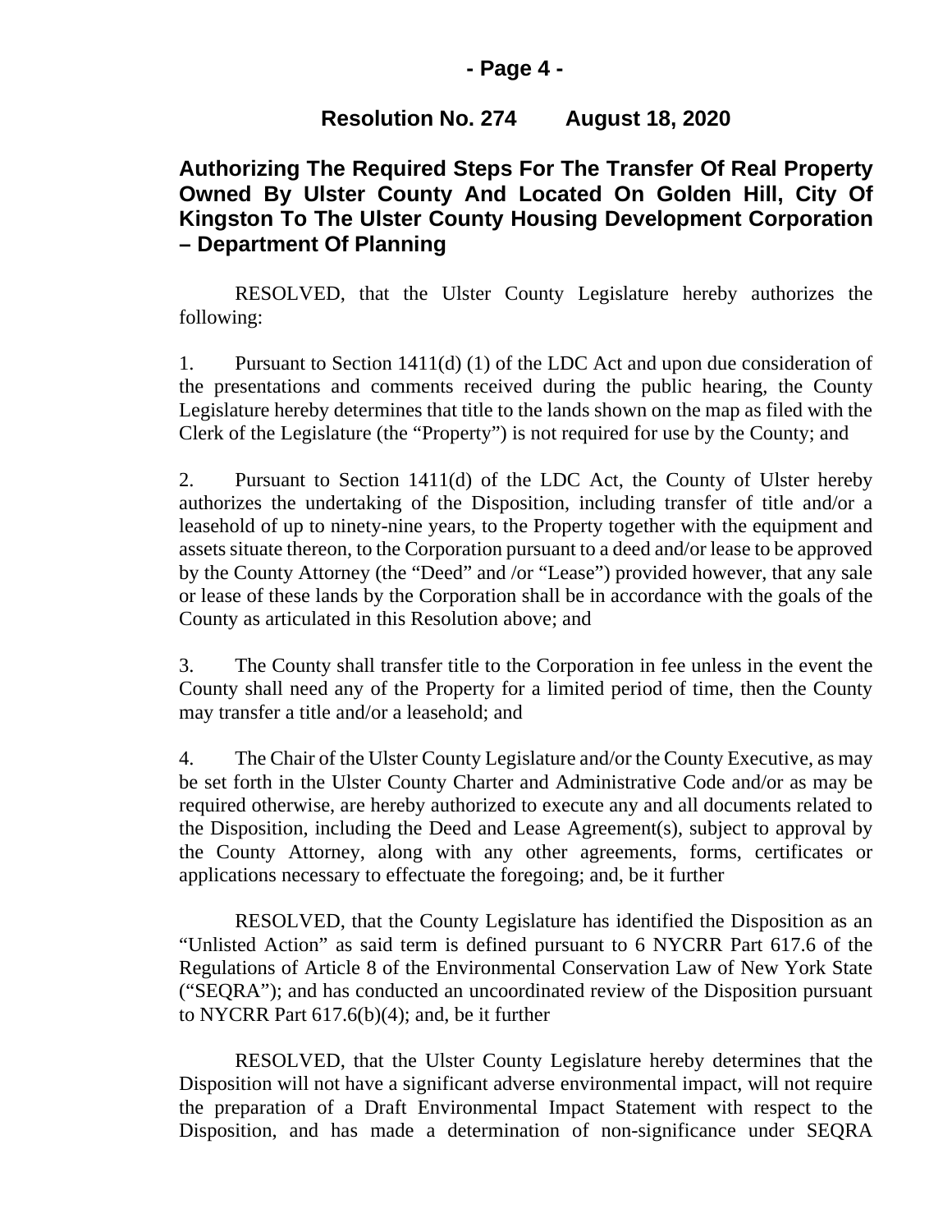## Resolution No. 274 August 18, 2020

## Authorizing The Required Steps For The Transfer Of Real Property Owned By Ulster County And Located On Golden Hill, City Of Kingston To The Ulster County Housing Development Corporation – Department Of Planning

RESOLVED, that the Ulster County Legislature hereby authorizes the following:

1. Pursuant to Section 1411(d) (1) of the LDC Act and upon due consideration of the presentations and comments received during the public hearing, the County Legislature hereby determines that title to the lands shown on the map as filed with the Clerk of the Legislature (the "Property") is not required for use by the County; and

2. Pursuant to Section 1411(d) of the LDC Act, the County of Ulster hereby authorizes the undertaking of the Disposition, including transfer of title and/or a leasehold of up to ninety-nine years, to the Property together with the equipment and assets situate thereon, to the Corporation pursuant to a deed and/or lease to be approved by the County Attorney (the "Deed" and /or "Lease") provided however, that any sale or lease of these lands by the Corporation shall be in accordance with the goals of the County as articulated in this Resolution above; and

3. The County shall transfer title to the Corporation in fee unless in the event the County shall need any of the Property for a limited period of time, then the County may transfer a title and/or a leasehold; and

4. The Chair of the Ulster County Legislature and/or the County Executive, as may be set forth in the Ulster County Charter and Administrative Code and/or as may be required otherwise, are hereby authorized to execute any and all documents related to the Disposition, including the Deed and Lease Agreement(s), subject to approval by the County Attorney, along with any other agreements, forms, certificates or applications necessary to effectuate the foregoing; and, be it further

RESOLVED, that the County Legislature has identified the Disposition as an "Unlisted Action" as said term is defined pursuant to 6 NYCRR Part 617.6 of the Regulations of Article 8 of the Environmental Conservation Law of New York State ("SEQRA"); and has conducted an uncoordinated review of the Disposition pursuant to NYCRR Part 617.6(b)(4); and, be it further

RESOLVED, that the Ulster County Legislature hereby determines that the Disposition will not have a significant adverse environmental impact, will not require the preparation of a Draft Environmental Impact Statement with respect to the Disposition, and has made a determination of non-significance under SEQRA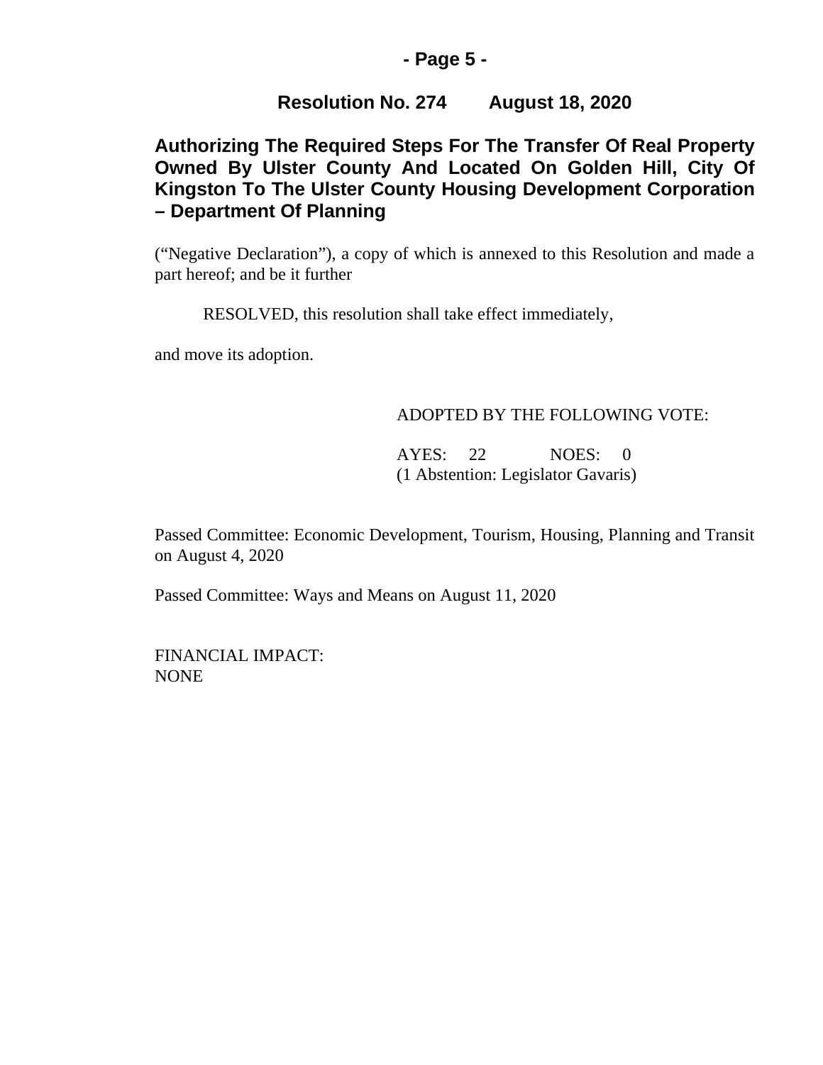**Resolution No. 274 August 18, 2020**

**Authorizing The Required Steps For The Transfer Of Real Property Owned By Ulster County And Located On Golden Hill, City Of Kingston To The Ulster County Housing Development Corporation – Department Of Planning**

(“Negative Declaration”), a copy of which is annexed to this Resolution and made a part hereof; and be it further

RESOLVED, this resolution shall take effect immediately,

and move its adoption.

ADOPTED BY THE FOLLOWING VOTE:

AYES: 22 NOES: 0
(1 Abstention: Legislator Gavaris)

Passed Committee: Economic Development, Tourism, Housing, Planning and Transit on August 4, 2020

Passed Committee: Ways and Means on August 11, 2020

FINANCIAL IMPACT:
NONE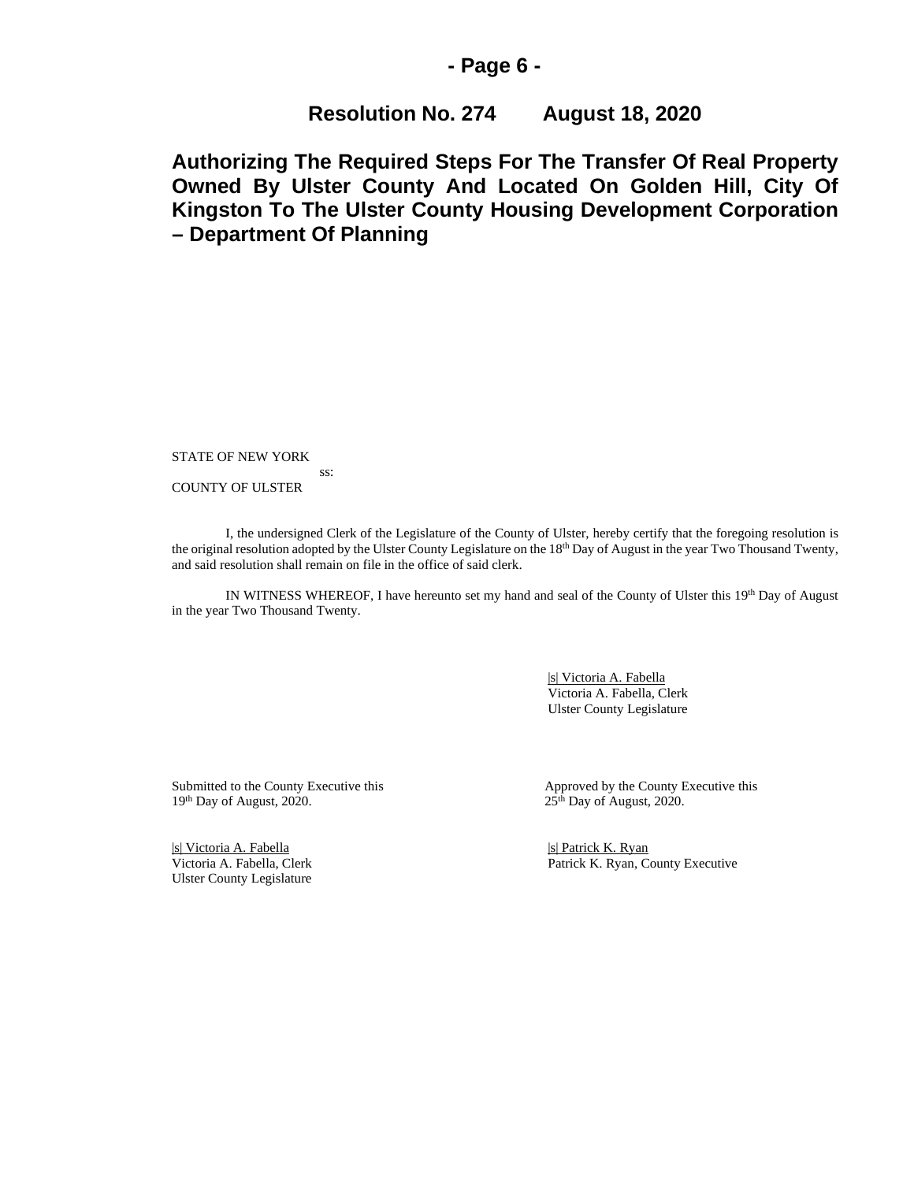## Resolution No. 274 August 18, 2020

## Authorizing The Required Steps For The Transfer Of Real Property Owned By Ulster County And Located On Golden Hill, City Of Kingston To The Ulster County Housing Development Corporation – Department Of Planning

STATE OF NEW YORK
ss:
COUNTY OF ULSTER

I, the undersigned Clerk of the Legislature of the County of Ulster, hereby certify that the foregoing resolution is the original resolution adopted by the Ulster County Legislature on the 18th Day of August in the year Two Thousand Twenty, and said resolution shall remain on file in the office of said clerk.

IN WITNESS WHEREOF, I have hereunto set my hand and seal of the County of Ulster this 19th Day of August in the year Two Thousand Twenty.

|s| Victoria A. Fabella
Victoria A. Fabella, Clerk
Ulster County Legislature

Submitted to the County Executive this
19th Day of August, 2020.

|s| Victoria A. Fabella
Victoria A. Fabella, Clerk
Ulster County Legislature

Approved by the County Executive this
25th Day of August, 2020.

|s| Patrick K. Ryan
Patrick K. Ryan, County Executive